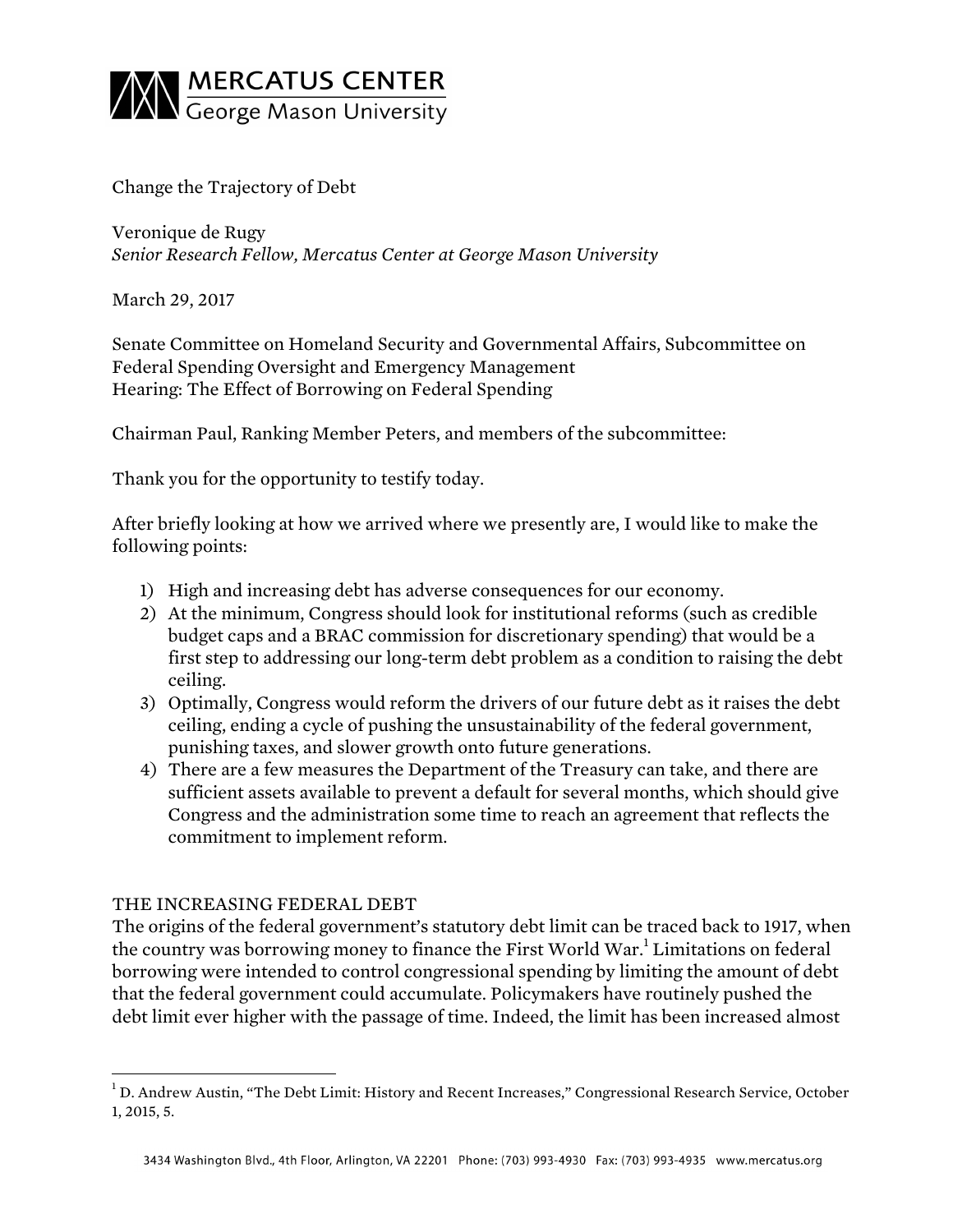# MERCATUS CENTER
George Mason University

Change the Trajectory of Debt

Veronique de Rugy
*Senior Research Fellow, Mercatus Center at George Mason University*

March 29, 2017

Senate Committee on Homeland Security and Governmental Affairs, Subcommittee on Federal Spending Oversight and Emergency Management
Hearing: The Effect of Borrowing on Federal Spending

Chairman Paul, Ranking Member Peters, and members of the subcommittee:

Thank you for the opportunity to testify today.

After briefly looking at how we arrived where we presently are, I would like to make the following points:

1) High and increasing debt has adverse consequences for our economy.
2) At the minimum, Congress should look for institutional reforms (such as credible budget caps and a BRAC commission for discretionary spending) that would be a first step to addressing our long-term debt problem as a condition to raising the debt ceiling.
3) Optimally, Congress would reform the drivers of our future debt as it raises the debt ceiling, ending a cycle of pushing the unsustainability of the federal government, punishing taxes, and slower growth onto future generations.
4) There are a few measures the Department of the Treasury can take, and there are sufficient assets available to prevent a default for several months, which should give Congress and the administration some time to reach an agreement that reflects the commitment to implement reform.

## THE INCREASING FEDERAL DEBT

The origins of the federal government's statutory debt limit can be traced back to 1917, when the country was borrowing money to finance the First World War.[1] Limitations on federal borrowing were intended to control congressional spending by limiting the amount of debt that the federal government could accumulate. Policymakers have routinely pushed the debt limit ever higher with the passage of time. Indeed, the limit has been increased almost

[1] D. Andrew Austin, "The Debt Limit: History and Recent Increases," Congressional Research Service, October 1, 2015, 5.

3434 Washington Blvd., 4th Floor, Arlington, VA 22201 Phone: (703) 993-4930 Fax: (703) 993-4935 www.mercatus.org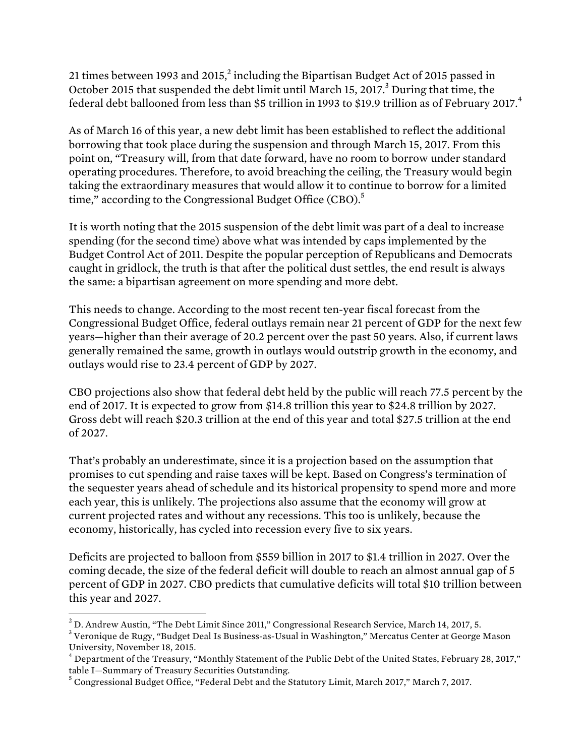21 times between 1993 and 2015,[2] including the Bipartisan Budget Act of 2015 passed in October 2015 that suspended the debt limit until March 15, 2017.[3] During that time, the federal debt ballooned from less than $5 trillion in 1993 to $19.9 trillion as of February 2017.[4]

As of March 16 of this year, a new debt limit has been established to reflect the additional borrowing that took place during the suspension and through March 15, 2017. From this point on, "Treasury will, from that date forward, have no room to borrow under standard operating procedures. Therefore, to avoid breaching the ceiling, the Treasury would begin taking the extraordinary measures that would allow it to continue to borrow for a limited time," according to the Congressional Budget Office (CBO).[5]

It is worth noting that the 2015 suspension of the debt limit was part of a deal to increase spending (for the second time) above what was intended by caps implemented by the Budget Control Act of 2011. Despite the popular perception of Republicans and Democrats caught in gridlock, the truth is that after the political dust settles, the end result is always the same: a bipartisan agreement on more spending and more debt.

This needs to change. According to the most recent ten-year fiscal forecast from the Congressional Budget Office, federal outlays remain near 21 percent of GDP for the next few years—higher than their average of 20.2 percent over the past 50 years. Also, if current laws generally remained the same, growth in outlays would outstrip growth in the economy, and outlays would rise to 23.4 percent of GDP by 2027.

CBO projections also show that federal debt held by the public will reach 77.5 percent by the end of 2017. It is expected to grow from $14.8 trillion this year to $24.8 trillion by 2027. Gross debt will reach $20.3 trillion at the end of this year and total $27.5 trillion at the end of 2027.

That's probably an underestimate, since it is a projection based on the assumption that promises to cut spending and raise taxes will be kept. Based on Congress's termination of the sequester years ahead of schedule and its historical propensity to spend more and more each year, this is unlikely. The projections also assume that the economy will grow at current projected rates and without any recessions. This too is unlikely, because the economy, historically, has cycled into recession every five to six years.

Deficits are projected to balloon from $559 billion in 2017 to $1.4 trillion in 2027. Over the coming decade, the size of the federal deficit will double to reach an almost annual gap of 5 percent of GDP in 2027. CBO predicts that cumulative deficits will total $10 trillion between this year and 2027.

---

[2] D. Andrew Austin, "The Debt Limit Since 2011," Congressional Research Service, March 14, 2017, 5.

[3] Veronique de Rugy, "Budget Deal Is Business-as-Usual in Washington," Mercatus Center at George Mason University, November 18, 2015.

[4] Department of the Treasury, "Monthly Statement of the Public Debt of the United States, February 28, 2017," table I—Summary of Treasury Securities Outstanding.

[5] Congressional Budget Office, "Federal Debt and the Statutory Limit, March 2017," March 7, 2017.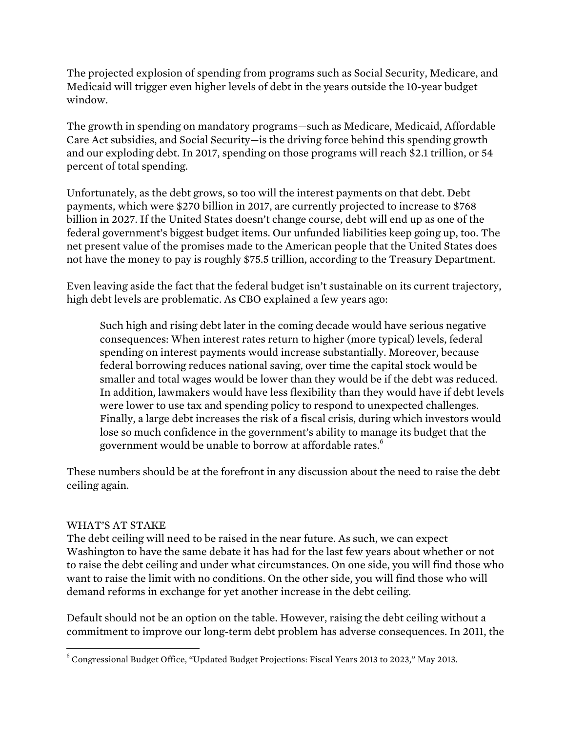The projected explosion of spending from programs such as Social Security, Medicare, and Medicaid will trigger even higher levels of debt in the years outside the 10-year budget window.

The growth in spending on mandatory programs—such as Medicare, Medicaid, Affordable Care Act subsidies, and Social Security—is the driving force behind this spending growth and our exploding debt. In 2017, spending on those programs will reach $2.1 trillion, or 54 percent of total spending.

Unfortunately, as the debt grows, so too will the interest payments on that debt. Debt payments, which were $270 billion in 2017, are currently projected to increase to $768 billion in 2027. If the United States doesn't change course, debt will end up as one of the federal government's biggest budget items. Our unfunded liabilities keep going up, too. The net present value of the promises made to the American people that the United States does not have the money to pay is roughly $75.5 trillion, according to the Treasury Department.

Even leaving aside the fact that the federal budget isn't sustainable on its current trajectory, high debt levels are problematic. As CBO explained a few years ago:

> Such high and rising debt later in the coming decade would have serious negative consequences: When interest rates return to higher (more typical) levels, federal spending on interest payments would increase substantially. Moreover, because federal borrowing reduces national saving, over time the capital stock would be smaller and total wages would be lower than they would be if the debt was reduced. In addition, lawmakers would have less flexibility than they would have if debt levels were lower to use tax and spending policy to respond to unexpected challenges. Finally, a large debt increases the risk of a fiscal crisis, during which investors would lose so much confidence in the government's ability to manage its budget that the government would be unable to borrow at affordable rates.[6]

These numbers should be at the forefront in any discussion about the need to raise the debt ceiling again.

## WHAT'S AT STAKE

The debt ceiling will need to be raised in the near future. As such, we can expect Washington to have the same debate it has had for the last few years about whether or not to raise the debt ceiling and under what circumstances. On one side, you will find those who want to raise the limit with no conditions. On the other side, you will find those who will demand reforms in exchange for yet another increase in the debt ceiling.

Default should not be an option on the table. However, raising the debt ceiling without a commitment to improve our long-term debt problem has adverse consequences. In 2011, the

---

[6] Congressional Budget Office, "Updated Budget Projections: Fiscal Years 2013 to 2023," May 2013.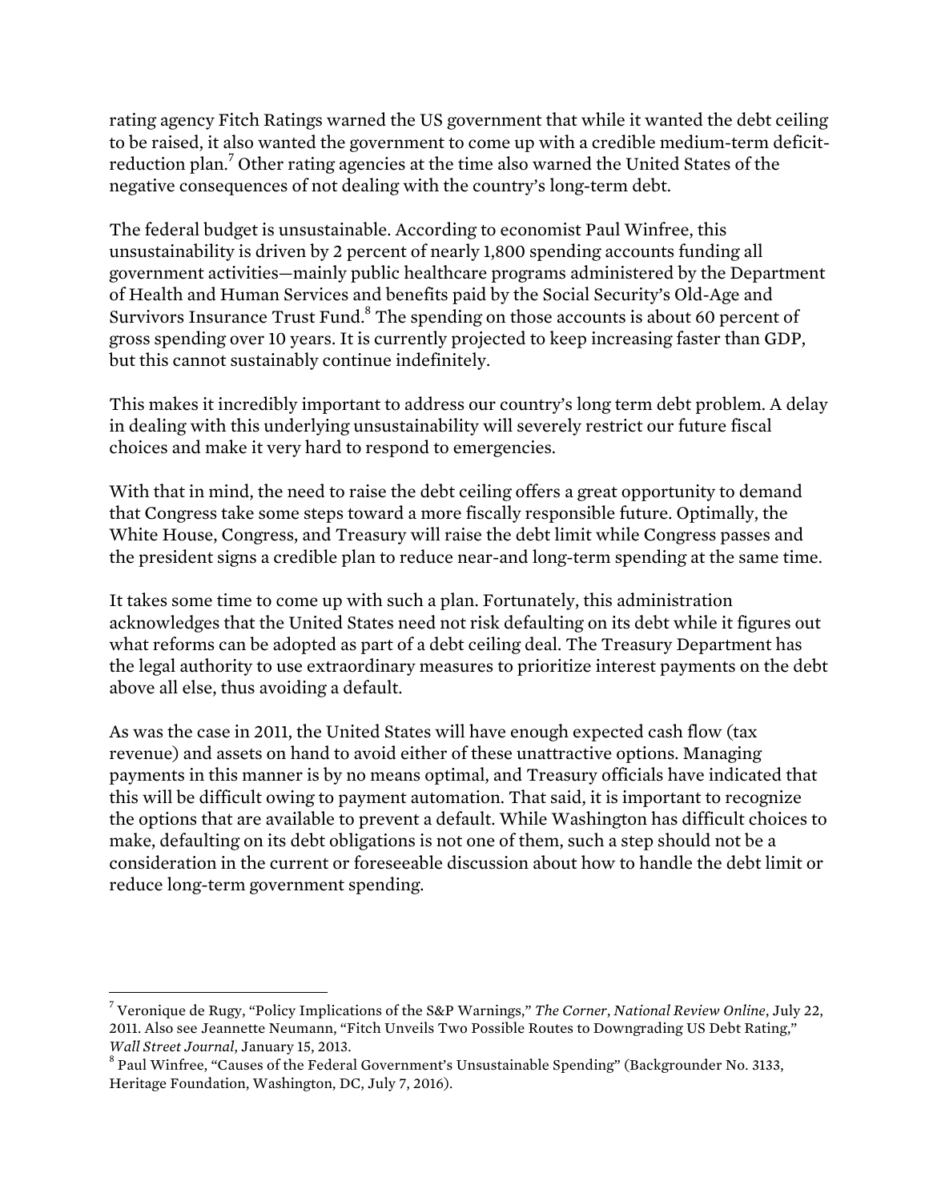rating agency Fitch Ratings warned the US government that while it wanted the debt ceiling to be raised, it also wanted the government to come up with a credible medium-term deficit-reduction plan.[7] Other rating agencies at the time also warned the United States of the negative consequences of not dealing with the country's long-term debt.

The federal budget is unsustainable. According to economist Paul Winfree, this unsustainability is driven by 2 percent of nearly 1,800 spending accounts funding all government activities—mainly public healthcare programs administered by the Department of Health and Human Services and benefits paid by the Social Security's Old-Age and Survivors Insurance Trust Fund.[8] The spending on those accounts is about 60 percent of gross spending over 10 years. It is currently projected to keep increasing faster than GDP, but this cannot sustainably continue indefinitely.

This makes it incredibly important to address our country's long term debt problem. A delay in dealing with this underlying unsustainability will severely restrict our future fiscal choices and make it very hard to respond to emergencies.

With that in mind, the need to raise the debt ceiling offers a great opportunity to demand that Congress take some steps toward a more fiscally responsible future. Optimally, the White House, Congress, and Treasury will raise the debt limit while Congress passes and the president signs a credible plan to reduce near-and long-term spending at the same time.

It takes some time to come up with such a plan. Fortunately, this administration acknowledges that the United States need not risk defaulting on its debt while it figures out what reforms can be adopted as part of a debt ceiling deal. The Treasury Department has the legal authority to use extraordinary measures to prioritize interest payments on the debt above all else, thus avoiding a default.

As was the case in 2011, the United States will have enough expected cash flow (tax revenue) and assets on hand to avoid either of these unattractive options. Managing payments in this manner is by no means optimal, and Treasury officials have indicated that this will be difficult owing to payment automation. That said, it is important to recognize the options that are available to prevent a default. While Washington has difficult choices to make, defaulting on its debt obligations is not one of them, such a step should not be a consideration in the current or foreseeable discussion about how to handle the debt limit or reduce long-term government spending.

---

[7] Veronique de Rugy, "Policy Implications of the S&P Warnings," *The Corner*, *National Review Online*, July 22, 2011. Also see Jeannette Neumann, "Fitch Unveils Two Possible Routes to Downgrading US Debt Rating," *Wall Street Journal*, January 15, 2013.

[8] Paul Winfree, "Causes of the Federal Government's Unsustainable Spending" (Backgrounder No. 3133, Heritage Foundation, Washington, DC, July 7, 2016).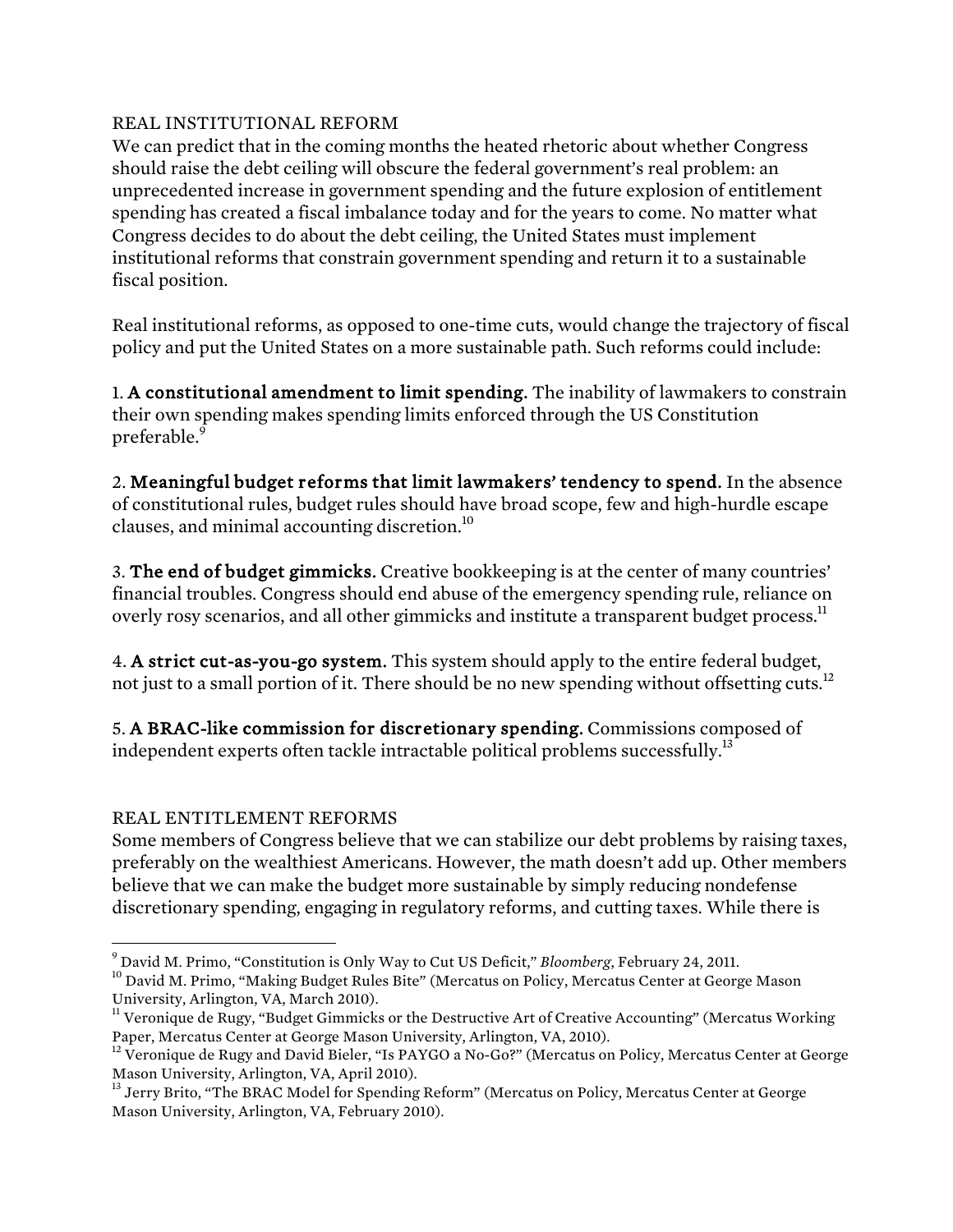## REAL INSTITUTIONAL REFORM

We can predict that in the coming months the heated rhetoric about whether Congress should raise the debt ceiling will obscure the federal government's real problem: an unprecedented increase in government spending and the future explosion of entitlement spending has created a fiscal imbalance today and for the years to come. No matter what Congress decides to do about the debt ceiling, the United States must implement institutional reforms that constrain government spending and return it to a sustainable fiscal position.

Real institutional reforms, as opposed to one-time cuts, would change the trajectory of fiscal policy and put the United States on a more sustainable path. Such reforms could include:

1. **A constitutional amendment to limit spending.** The inability of lawmakers to constrain their own spending makes spending limits enforced through the US Constitution preferable.[9]

2. **Meaningful budget reforms that limit lawmakers' tendency to spend.** In the absence of constitutional rules, budget rules should have broad scope, few and high-hurdle escape clauses, and minimal accounting discretion.[10]

3. **The end of budget gimmicks.** Creative bookkeeping is at the center of many countries' financial troubles. Congress should end abuse of the emergency spending rule, reliance on overly rosy scenarios, and all other gimmicks and institute a transparent budget process.[11]

4. **A strict cut-as-you-go system.** This system should apply to the entire federal budget, not just to a small portion of it. There should be no new spending without offsetting cuts.[12]

5. **A BRAC-like commission for discretionary spending.** Commissions composed of independent experts often tackle intractable political problems successfully.[13]

## REAL ENTITLEMENT REFORMS

Some members of Congress believe that we can stabilize our debt problems by raising taxes, preferably on the wealthiest Americans. However, the math doesn't add up. Other members believe that we can make the budget more sustainable by simply reducing nondefense discretionary spending, engaging in regulatory reforms, and cutting taxes. While there is

---

[9] David M. Primo, "Constitution is Only Way to Cut US Deficit," *Bloomberg*, February 24, 2011.

[10] David M. Primo, "Making Budget Rules Bite" (Mercatus on Policy, Mercatus Center at George Mason University, Arlington, VA, March 2010).

[11] Veronique de Rugy, "Budget Gimmicks or the Destructive Art of Creative Accounting" (Mercatus Working Paper, Mercatus Center at George Mason University, Arlington, VA, 2010).

[12] Veronique de Rugy and David Bieler, "Is PAYGO a No-Go?" (Mercatus on Policy, Mercatus Center at George Mason University, Arlington, VA, April 2010).

[13] Jerry Brito, "The BRAC Model for Spending Reform" (Mercatus on Policy, Mercatus Center at George Mason University, Arlington, VA, February 2010).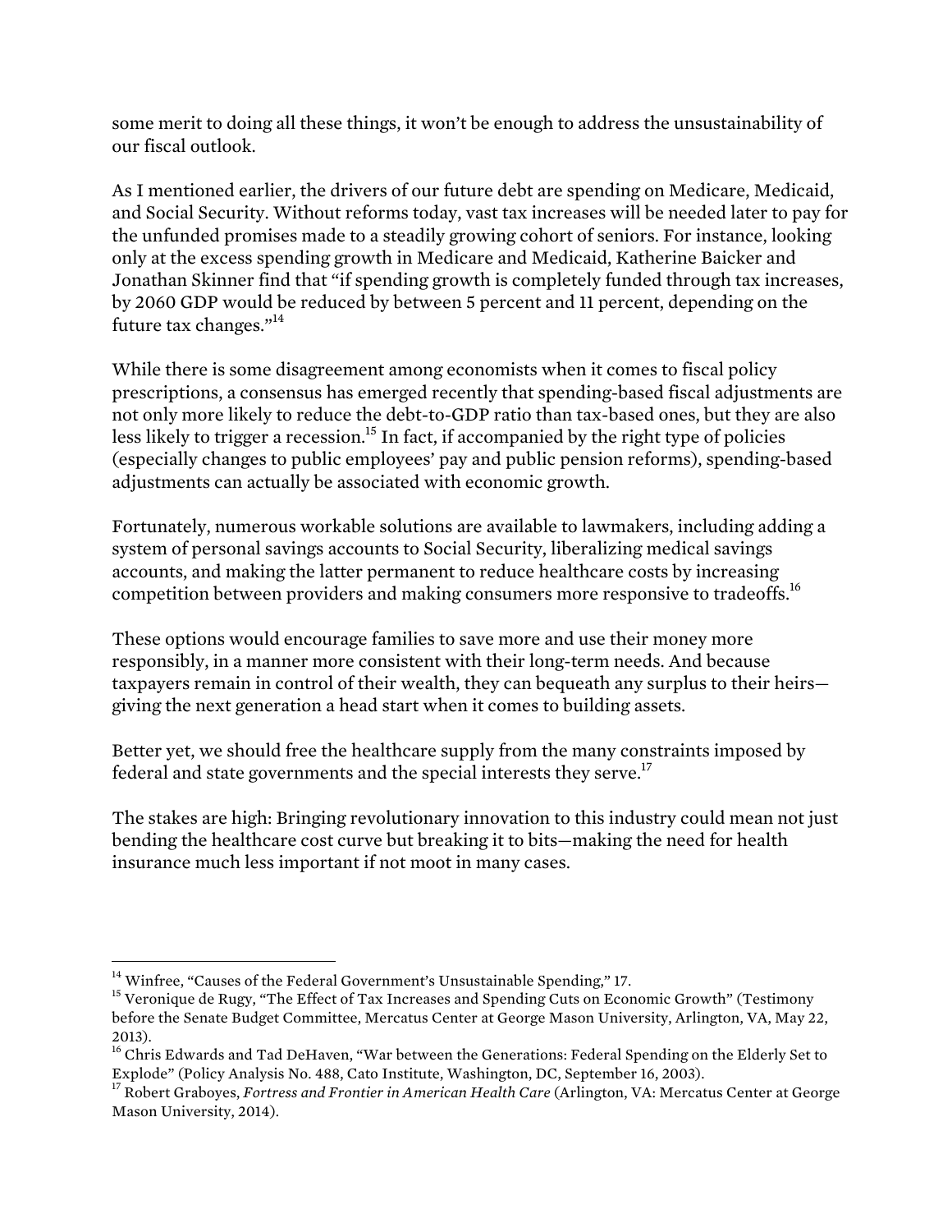some merit to doing all these things, it won't be enough to address the unsustainability of our fiscal outlook.

As I mentioned earlier, the drivers of our future debt are spending on Medicare, Medicaid, and Social Security. Without reforms today, vast tax increases will be needed later to pay for the unfunded promises made to a steadily growing cohort of seniors. For instance, looking only at the excess spending growth in Medicare and Medicaid, Katherine Baicker and Jonathan Skinner find that "if spending growth is completely funded through tax increases, by 2060 GDP would be reduced by between 5 percent and 11 percent, depending on the future tax changes."[14]

While there is some disagreement among economists when it comes to fiscal policy prescriptions, a consensus has emerged recently that spending-based fiscal adjustments are not only more likely to reduce the debt-to-GDP ratio than tax-based ones, but they are also less likely to trigger a recession.[15] In fact, if accompanied by the right type of policies (especially changes to public employees' pay and public pension reforms), spending-based adjustments can actually be associated with economic growth.

Fortunately, numerous workable solutions are available to lawmakers, including adding a system of personal savings accounts to Social Security, liberalizing medical savings accounts, and making the latter permanent to reduce healthcare costs by increasing competition between providers and making consumers more responsive to tradeoffs.[16]

These options would encourage families to save more and use their money more responsibly, in a manner more consistent with their long-term needs. And because taxpayers remain in control of their wealth, they can bequeath any surplus to their heirs—giving the next generation a head start when it comes to building assets.

Better yet, we should free the healthcare supply from the many constraints imposed by federal and state governments and the special interests they serve.[17]

The stakes are high: Bringing revolutionary innovation to this industry could mean not just bending the healthcare cost curve but breaking it to bits—making the need for health insurance much less important if not moot in many cases.

---

[14] Winfree, "Causes of the Federal Government's Unsustainable Spending," 17.

[15] Veronique de Rugy, "The Effect of Tax Increases and Spending Cuts on Economic Growth" (Testimony before the Senate Budget Committee, Mercatus Center at George Mason University, Arlington, VA, May 22, 2013).

[16] Chris Edwards and Tad DeHaven, "War between the Generations: Federal Spending on the Elderly Set to Explode" (Policy Analysis No. 488, Cato Institute, Washington, DC, September 16, 2003).

[17] Robert Graboyes, *Fortress and Frontier in American Health Care* (Arlington, VA: Mercatus Center at George Mason University, 2014).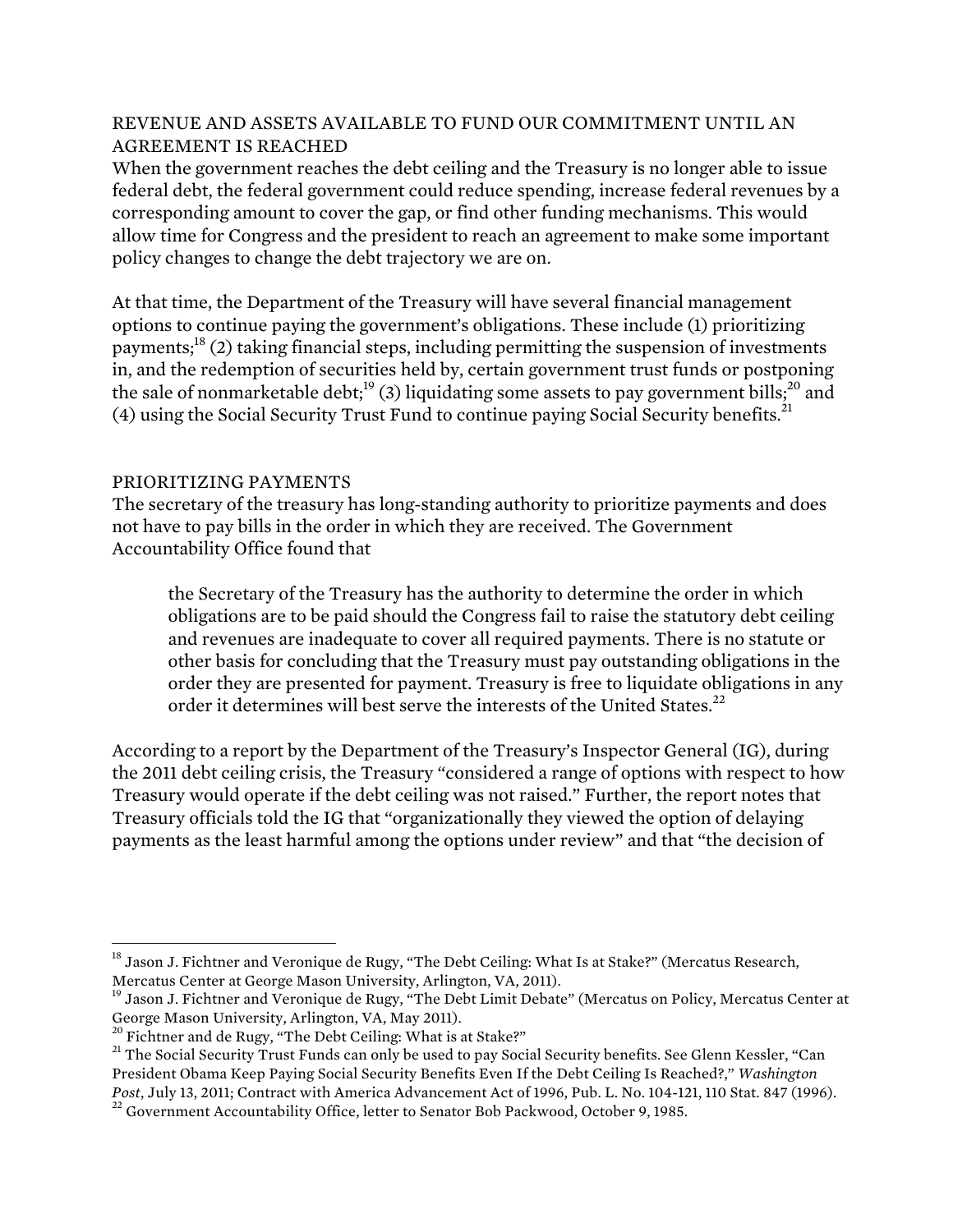## REVENUE AND ASSETS AVAILABLE TO FUND OUR COMMITMENT UNTIL AN AGREEMENT IS REACHED

When the government reaches the debt ceiling and the Treasury is no longer able to issue federal debt, the federal government could reduce spending, increase federal revenues by a corresponding amount to cover the gap, or find other funding mechanisms. This would allow time for Congress and the president to reach an agreement to make some important policy changes to change the debt trajectory we are on.

At that time, the Department of the Treasury will have several financial management options to continue paying the government's obligations. These include (1) prioritizing payments;[18] (2) taking financial steps, including permitting the suspension of investments in, and the redemption of securities held by, certain government trust funds or postponing the sale of nonmarketable debt;[19] (3) liquidating some assets to pay government bills;[20] and (4) using the Social Security Trust Fund to continue paying Social Security benefits.[21]

## PRIORITIZING PAYMENTS

The secretary of the treasury has long-standing authority to prioritize payments and does not have to pay bills in the order in which they are received. The Government Accountability Office found that

> the Secretary of the Treasury has the authority to determine the order in which obligations are to be paid should the Congress fail to raise the statutory debt ceiling and revenues are inadequate to cover all required payments. There is no statute or other basis for concluding that the Treasury must pay outstanding obligations in the order they are presented for payment. Treasury is free to liquidate obligations in any order it determines will best serve the interests of the United States.[22]

According to a report by the Department of the Treasury's Inspector General (IG), during the 2011 debt ceiling crisis, the Treasury "considered a range of options with respect to how Treasury would operate if the debt ceiling was not raised." Further, the report notes that Treasury officials told the IG that "organizationally they viewed the option of delaying payments as the least harmful among the options under review" and that "the decision of

---

[18] Jason J. Fichtner and Veronique de Rugy, "The Debt Ceiling: What Is at Stake?" (Mercatus Research, Mercatus Center at George Mason University, Arlington, VA, 2011).

[19] Jason J. Fichtner and Veronique de Rugy, "The Debt Limit Debate" (Mercatus on Policy, Mercatus Center at George Mason University, Arlington, VA, May 2011).

[20] Fichtner and de Rugy, "The Debt Ceiling: What is at Stake?"

[21] The Social Security Trust Funds can only be used to pay Social Security benefits. See Glenn Kessler, "Can President Obama Keep Paying Social Security Benefits Even If the Debt Ceiling Is Reached?," *Washington Post*, July 13, 2011; Contract with America Advancement Act of 1996, Pub. L. No. 104-121, 110 Stat. 847 (1996).

[22] Government Accountability Office, letter to Senator Bob Packwood, October 9, 1985.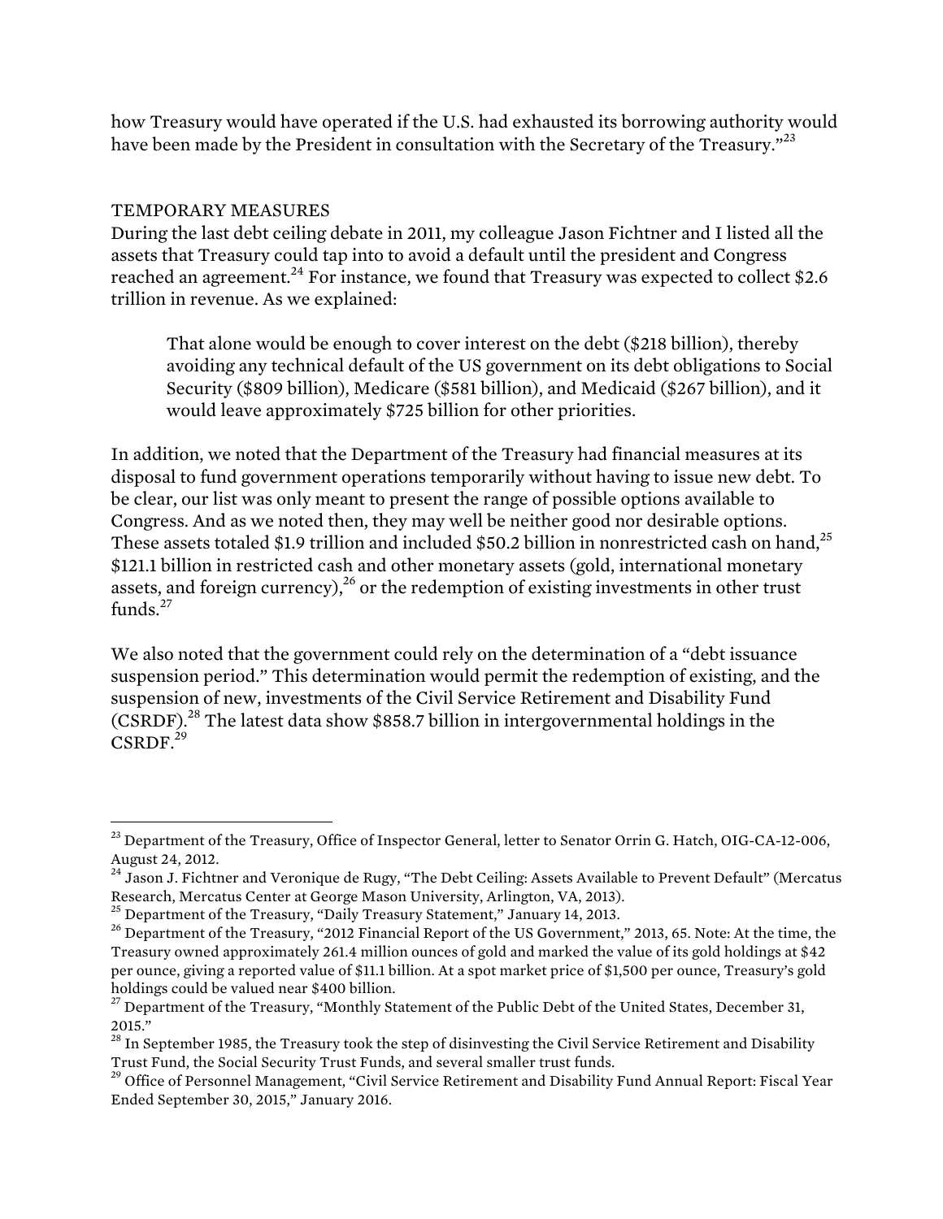how Treasury would have operated if the U.S. had exhausted its borrowing authority would have been made by the President in consultation with the Secretary of the Treasury."[23]

## TEMPORARY MEASURES

During the last debt ceiling debate in 2011, my colleague Jason Fichtner and I listed all the assets that Treasury could tap into to avoid a default until the president and Congress reached an agreement.[24] For instance, we found that Treasury was expected to collect $2.6 trillion in revenue. As we explained:

> That alone would be enough to cover interest on the debt ($218 billion), thereby avoiding any technical default of the US government on its debt obligations to Social Security ($809 billion), Medicare ($581 billion), and Medicaid ($267 billion), and it would leave approximately $725 billion for other priorities.

In addition, we noted that the Department of the Treasury had financial measures at its disposal to fund government operations temporarily without having to issue new debt. To be clear, our list was only meant to present the range of possible options available to Congress. And as we noted then, they may well be neither good nor desirable options. These assets totaled $1.9 trillion and included $50.2 billion in nonrestricted cash on hand,[25] $121.1 billion in restricted cash and other monetary assets (gold, international monetary assets, and foreign currency),[26] or the redemption of existing investments in other trust funds.[27]

We also noted that the government could rely on the determination of a "debt issuance suspension period." This determination would permit the redemption of existing, and the suspension of new, investments of the Civil Service Retirement and Disability Fund (CSRDF).[28] The latest data show $858.7 billion in intergovernmental holdings in the CSRDF.[29]

---

[23] Department of the Treasury, Office of Inspector General, letter to Senator Orrin G. Hatch, OIG-CA-12-006, August 24, 2012.

[24] Jason J. Fichtner and Veronique de Rugy, "The Debt Ceiling: Assets Available to Prevent Default" (Mercatus Research, Mercatus Center at George Mason University, Arlington, VA, 2013).

[25] Department of the Treasury, "Daily Treasury Statement," January 14, 2013.

[26] Department of the Treasury, "2012 Financial Report of the US Government," 2013, 65. Note: At the time, the Treasury owned approximately 261.4 million ounces of gold and marked the value of its gold holdings at $42 per ounce, giving a reported value of $11.1 billion. At a spot market price of $1,500 per ounce, Treasury's gold holdings could be valued near $400 billion.

[27] Department of the Treasury, "Monthly Statement of the Public Debt of the United States, December 31, 2015."

[28] In September 1985, the Treasury took the step of disinvesting the Civil Service Retirement and Disability Trust Fund, the Social Security Trust Funds, and several smaller trust funds.

[29] Office of Personnel Management, "Civil Service Retirement and Disability Fund Annual Report: Fiscal Year Ended September 30, 2015," January 2016.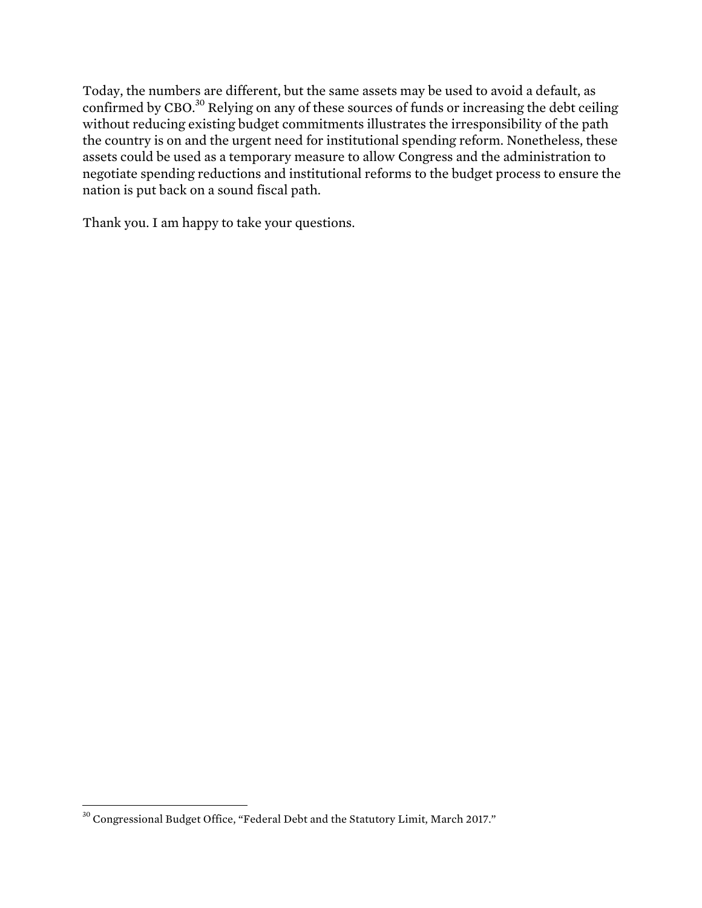Today, the numbers are different, but the same assets may be used to avoid a default, as confirmed by CBO.[30] Relying on any of these sources of funds or increasing the debt ceiling without reducing existing budget commitments illustrates the irresponsibility of the path the country is on and the urgent need for institutional spending reform. Nonetheless, these assets could be used as a temporary measure to allow Congress and the administration to negotiate spending reductions and institutional reforms to the budget process to ensure the nation is put back on a sound fiscal path.

Thank you. I am happy to take your questions.

---

[30] Congressional Budget Office, "Federal Debt and the Statutory Limit, March 2017."